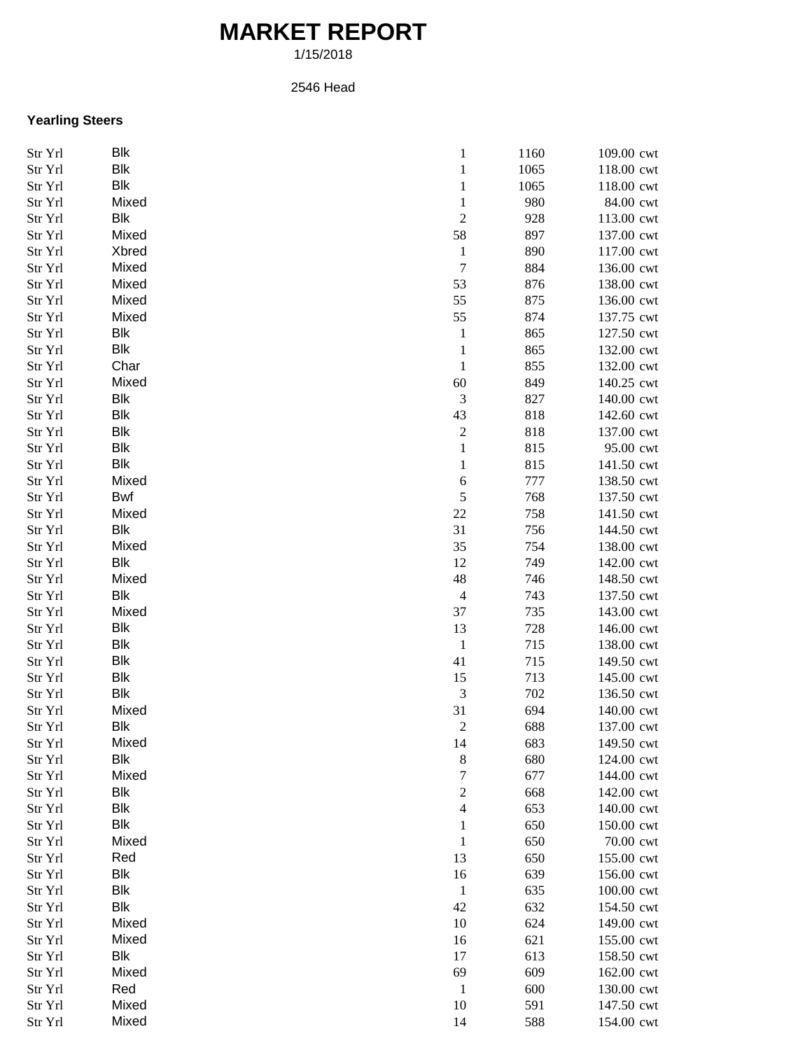# MARKET REPORT

1/15/2018

2546 Head

**Yearling Steers**

| | | | | | |
|---|---|---|---|---|---|
| Str Yrl | Blk | 1 | 1160 | 109.00 | cwt |
| Str Yrl | Blk | 1 | 1065 | 118.00 | cwt |
| Str Yrl | Blk | 1 | 1065 | 118.00 | cwt |
| Str Yrl | Mixed | 1 | 980 | 84.00 | cwt |
| Str Yrl | Blk | 2 | 928 | 113.00 | cwt |
| Str Yrl | Mixed | 58 | 897 | 137.00 | cwt |
| Str Yrl | Xbred | 1 | 890 | 117.00 | cwt |
| Str Yrl | Mixed | 7 | 884 | 136.00 | cwt |
| Str Yrl | Mixed | 53 | 876 | 138.00 | cwt |
| Str Yrl | Mixed | 55 | 875 | 136.00 | cwt |
| Str Yrl | Mixed | 55 | 874 | 137.75 | cwt |
| Str Yrl | Blk | 1 | 865 | 127.50 | cwt |
| Str Yrl | Blk | 1 | 865 | 132.00 | cwt |
| Str Yrl | Char | 1 | 855 | 132.00 | cwt |
| Str Yrl | Mixed | 60 | 849 | 140.25 | cwt |
| Str Yrl | Blk | 3 | 827 | 140.00 | cwt |
| Str Yrl | Blk | 43 | 818 | 142.60 | cwt |
| Str Yrl | Blk | 2 | 818 | 137.00 | cwt |
| Str Yrl | Blk | 1 | 815 | 95.00 | cwt |
| Str Yrl | Blk | 1 | 815 | 141.50 | cwt |
| Str Yrl | Mixed | 6 | 777 | 138.50 | cwt |
| Str Yrl | Bwf | 5 | 768 | 137.50 | cwt |
| Str Yrl | Mixed | 22 | 758 | 141.50 | cwt |
| Str Yrl | Blk | 31 | 756 | 144.50 | cwt |
| Str Yrl | Mixed | 35 | 754 | 138.00 | cwt |
| Str Yrl | Blk | 12 | 749 | 142.00 | cwt |
| Str Yrl | Mixed | 48 | 746 | 148.50 | cwt |
| Str Yrl | Blk | 4 | 743 | 137.50 | cwt |
| Str Yrl | Mixed | 37 | 735 | 143.00 | cwt |
| Str Yrl | Blk | 13 | 728 | 146.00 | cwt |
| Str Yrl | Blk | 1 | 715 | 138.00 | cwt |
| Str Yrl | Blk | 41 | 715 | 149.50 | cwt |
| Str Yrl | Blk | 15 | 713 | 145.00 | cwt |
| Str Yrl | Blk | 3 | 702 | 136.50 | cwt |
| Str Yrl | Mixed | 31 | 694 | 140.00 | cwt |
| Str Yrl | Blk | 2 | 688 | 137.00 | cwt |
| Str Yrl | Mixed | 14 | 683 | 149.50 | cwt |
| Str Yrl | Blk | 8 | 680 | 124.00 | cwt |
| Str Yrl | Mixed | 7 | 677 | 144.00 | cwt |
| Str Yrl | Blk | 2 | 668 | 142.00 | cwt |
| Str Yrl | Blk | 4 | 653 | 140.00 | cwt |
| Str Yrl | Blk | 1 | 650 | 150.00 | cwt |
| Str Yrl | Mixed | 1 | 650 | 70.00 | cwt |
| Str Yrl | Red | 13 | 650 | 155.00 | cwt |
| Str Yrl | Blk | 16 | 639 | 156.00 | cwt |
| Str Yrl | Blk | 1 | 635 | 100.00 | cwt |
| Str Yrl | Blk | 42 | 632 | 154.50 | cwt |
| Str Yrl | Mixed | 10 | 624 | 149.00 | cwt |
| Str Yrl | Mixed | 16 | 621 | 155.00 | cwt |
| Str Yrl | Blk | 17 | 613 | 158.50 | cwt |
| Str Yrl | Mixed | 69 | 609 | 162.00 | cwt |
| Str Yrl | Red | 1 | 600 | 130.00 | cwt |
| Str Yrl | Mixed | 10 | 591 | 147.50 | cwt |
| Str Yrl | Mixed | 14 | 588 | 154.00 | cwt |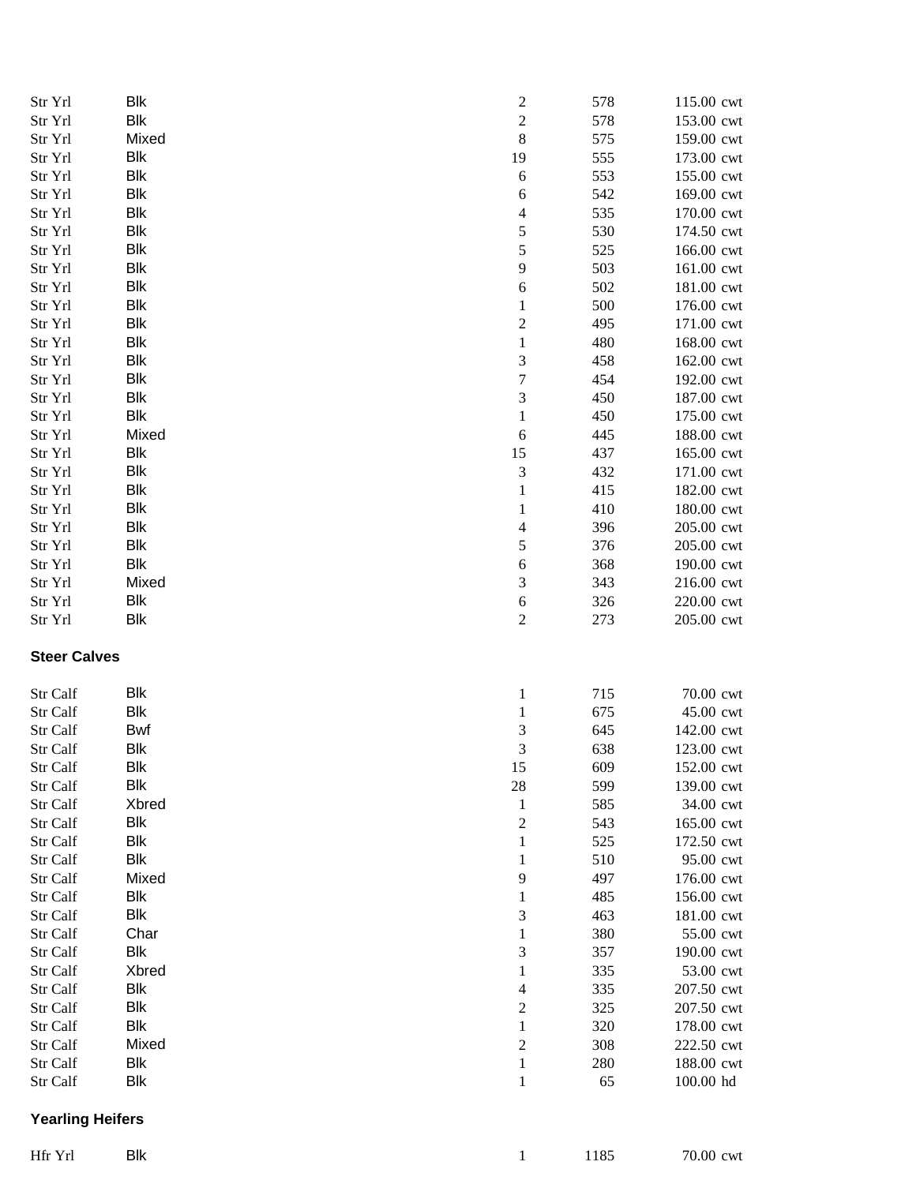| | | | | |
|---|---|---|---|---|
| Str Yrl | Blk | 2 | 578 | 115.00 cwt |
| Str Yrl | Blk | 2 | 578 | 153.00 cwt |
| Str Yrl | Mixed | 8 | 575 | 159.00 cwt |
| Str Yrl | Blk | 19 | 555 | 173.00 cwt |
| Str Yrl | Blk | 6 | 553 | 155.00 cwt |
| Str Yrl | Blk | 6 | 542 | 169.00 cwt |
| Str Yrl | Blk | 4 | 535 | 170.00 cwt |
| Str Yrl | Blk | 5 | 530 | 174.50 cwt |
| Str Yrl | Blk | 5 | 525 | 166.00 cwt |
| Str Yrl | Blk | 9 | 503 | 161.00 cwt |
| Str Yrl | Blk | 6 | 502 | 181.00 cwt |
| Str Yrl | Blk | 1 | 500 | 176.00 cwt |
| Str Yrl | Blk | 2 | 495 | 171.00 cwt |
| Str Yrl | Blk | 1 | 480 | 168.00 cwt |
| Str Yrl | Blk | 3 | 458 | 162.00 cwt |
| Str Yrl | Blk | 7 | 454 | 192.00 cwt |
| Str Yrl | Blk | 3 | 450 | 187.00 cwt |
| Str Yrl | Blk | 1 | 450 | 175.00 cwt |
| Str Yrl | Mixed | 6 | 445 | 188.00 cwt |
| Str Yrl | Blk | 15 | 437 | 165.00 cwt |
| Str Yrl | Blk | 3 | 432 | 171.00 cwt |
| Str Yrl | Blk | 1 | 415 | 182.00 cwt |
| Str Yrl | Blk | 1 | 410 | 180.00 cwt |
| Str Yrl | Blk | 4 | 396 | 205.00 cwt |
| Str Yrl | Blk | 5 | 376 | 205.00 cwt |
| Str Yrl | Blk | 6 | 368 | 190.00 cwt |
| Str Yrl | Mixed | 3 | 343 | 216.00 cwt |
| Str Yrl | Blk | 6 | 326 | 220.00 cwt |
| Str Yrl | Blk | 2 | 273 | 205.00 cwt |

**Steer Calves**

| | | | | |
|---|---|---|---|---|
| Str Calf | Blk | 1 | 715 | 70.00 cwt |
| Str Calf | Blk | 1 | 675 | 45.00 cwt |
| Str Calf | Bwf | 3 | 645 | 142.00 cwt |
| Str Calf | Blk | 3 | 638 | 123.00 cwt |
| Str Calf | Blk | 15 | 609 | 152.00 cwt |
| Str Calf | Blk | 28 | 599 | 139.00 cwt |
| Str Calf | Xbred | 1 | 585 | 34.00 cwt |
| Str Calf | Blk | 2 | 543 | 165.00 cwt |
| Str Calf | Blk | 1 | 525 | 172.50 cwt |
| Str Calf | Blk | 1 | 510 | 95.00 cwt |
| Str Calf | Mixed | 9 | 497 | 176.00 cwt |
| Str Calf | Blk | 1 | 485 | 156.00 cwt |
| Str Calf | Blk | 3 | 463 | 181.00 cwt |
| Str Calf | Char | 1 | 380 | 55.00 cwt |
| Str Calf | Blk | 3 | 357 | 190.00 cwt |
| Str Calf | Xbred | 1 | 335 | 53.00 cwt |
| Str Calf | Blk | 4 | 335 | 207.50 cwt |
| Str Calf | Blk | 2 | 325 | 207.50 cwt |
| Str Calf | Blk | 1 | 320 | 178.00 cwt |
| Str Calf | Mixed | 2 | 308 | 222.50 cwt |
| Str Calf | Blk | 1 | 280 | 188.00 cwt |
| Str Calf | Blk | 1 | 65 | 100.00 hd |

**Yearling Heifers**

| | | | | |
|---|---|---|---|---|
| Hfr Yrl | Blk | 1 | 1185 | 70.00 cwt |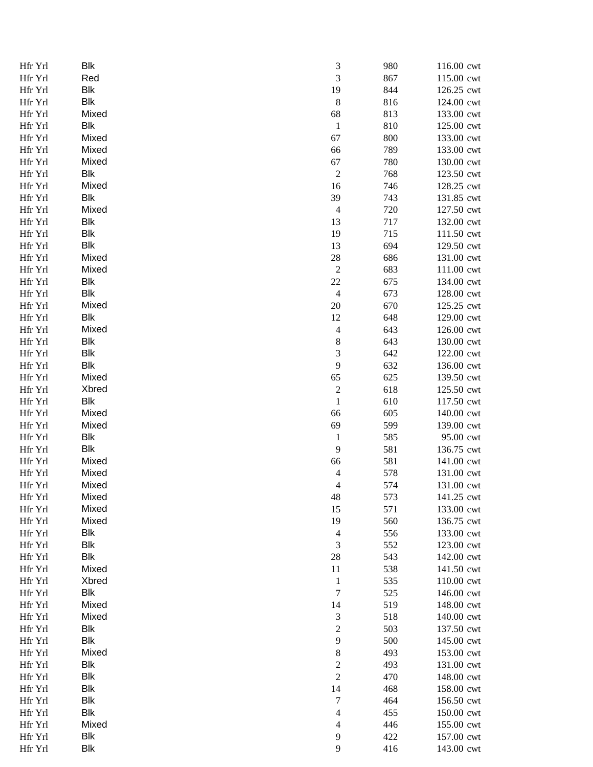| | | | | | |
|---|---|---|---|---|---|
| Hfr Yrl | Blk | 3 | 980 | 116.00 | cwt |
| Hfr Yrl | Red | 3 | 867 | 115.00 | cwt |
| Hfr Yrl | Blk | 19 | 844 | 126.25 | cwt |
| Hfr Yrl | Blk | 8 | 816 | 124.00 | cwt |
| Hfr Yrl | Mixed | 68 | 813 | 133.00 | cwt |
| Hfr Yrl | Blk | 1 | 810 | 125.00 | cwt |
| Hfr Yrl | Mixed | 67 | 800 | 133.00 | cwt |
| Hfr Yrl | Mixed | 66 | 789 | 133.00 | cwt |
| Hfr Yrl | Mixed | 67 | 780 | 130.00 | cwt |
| Hfr Yrl | Blk | 2 | 768 | 123.50 | cwt |
| Hfr Yrl | Mixed | 16 | 746 | 128.25 | cwt |
| Hfr Yrl | Blk | 39 | 743 | 131.85 | cwt |
| Hfr Yrl | Mixed | 4 | 720 | 127.50 | cwt |
| Hfr Yrl | Blk | 13 | 717 | 132.00 | cwt |
| Hfr Yrl | Blk | 19 | 715 | 111.50 | cwt |
| Hfr Yrl | Blk | 13 | 694 | 129.50 | cwt |
| Hfr Yrl | Mixed | 28 | 686 | 131.00 | cwt |
| Hfr Yrl | Mixed | 2 | 683 | 111.00 | cwt |
| Hfr Yrl | Blk | 22 | 675 | 134.00 | cwt |
| Hfr Yrl | Blk | 4 | 673 | 128.00 | cwt |
| Hfr Yrl | Mixed | 20 | 670 | 125.25 | cwt |
| Hfr Yrl | Blk | 12 | 648 | 129.00 | cwt |
| Hfr Yrl | Mixed | 4 | 643 | 126.00 | cwt |
| Hfr Yrl | Blk | 8 | 643 | 130.00 | cwt |
| Hfr Yrl | Blk | 3 | 642 | 122.00 | cwt |
| Hfr Yrl | Blk | 9 | 632 | 136.00 | cwt |
| Hfr Yrl | Mixed | 65 | 625 | 139.50 | cwt |
| Hfr Yrl | Xbred | 2 | 618 | 125.50 | cwt |
| Hfr Yrl | Blk | 1 | 610 | 117.50 | cwt |
| Hfr Yrl | Mixed | 66 | 605 | 140.00 | cwt |
| Hfr Yrl | Mixed | 69 | 599 | 139.00 | cwt |
| Hfr Yrl | Blk | 1 | 585 | 95.00 | cwt |
| Hfr Yrl | Blk | 9 | 581 | 136.75 | cwt |
| Hfr Yrl | Mixed | 66 | 581 | 141.00 | cwt |
| Hfr Yrl | Mixed | 4 | 578 | 131.00 | cwt |
| Hfr Yrl | Mixed | 4 | 574 | 131.00 | cwt |
| Hfr Yrl | Mixed | 48 | 573 | 141.25 | cwt |
| Hfr Yrl | Mixed | 15 | 571 | 133.00 | cwt |
| Hfr Yrl | Mixed | 19 | 560 | 136.75 | cwt |
| Hfr Yrl | Blk | 4 | 556 | 133.00 | cwt |
| Hfr Yrl | Blk | 3 | 552 | 123.00 | cwt |
| Hfr Yrl | Blk | 28 | 543 | 142.00 | cwt |
| Hfr Yrl | Mixed | 11 | 538 | 141.50 | cwt |
| Hfr Yrl | Xbred | 1 | 535 | 110.00 | cwt |
| Hfr Yrl | Blk | 7 | 525 | 146.00 | cwt |
| Hfr Yrl | Mixed | 14 | 519 | 148.00 | cwt |
| Hfr Yrl | Mixed | 3 | 518 | 140.00 | cwt |
| Hfr Yrl | Blk | 2 | 503 | 137.50 | cwt |
| Hfr Yrl | Blk | 9 | 500 | 145.00 | cwt |
| Hfr Yrl | Mixed | 8 | 493 | 153.00 | cwt |
| Hfr Yrl | Blk | 2 | 493 | 131.00 | cwt |
| Hfr Yrl | Blk | 2 | 470 | 148.00 | cwt |
| Hfr Yrl | Blk | 14 | 468 | 158.00 | cwt |
| Hfr Yrl | Blk | 7 | 464 | 156.50 | cwt |
| Hfr Yrl | Blk | 4 | 455 | 150.00 | cwt |
| Hfr Yrl | Mixed | 4 | 446 | 155.00 | cwt |
| Hfr Yrl | Blk | 9 | 422 | 157.00 | cwt |
| Hfr Yrl | Blk | 9 | 416 | 143.00 | cwt |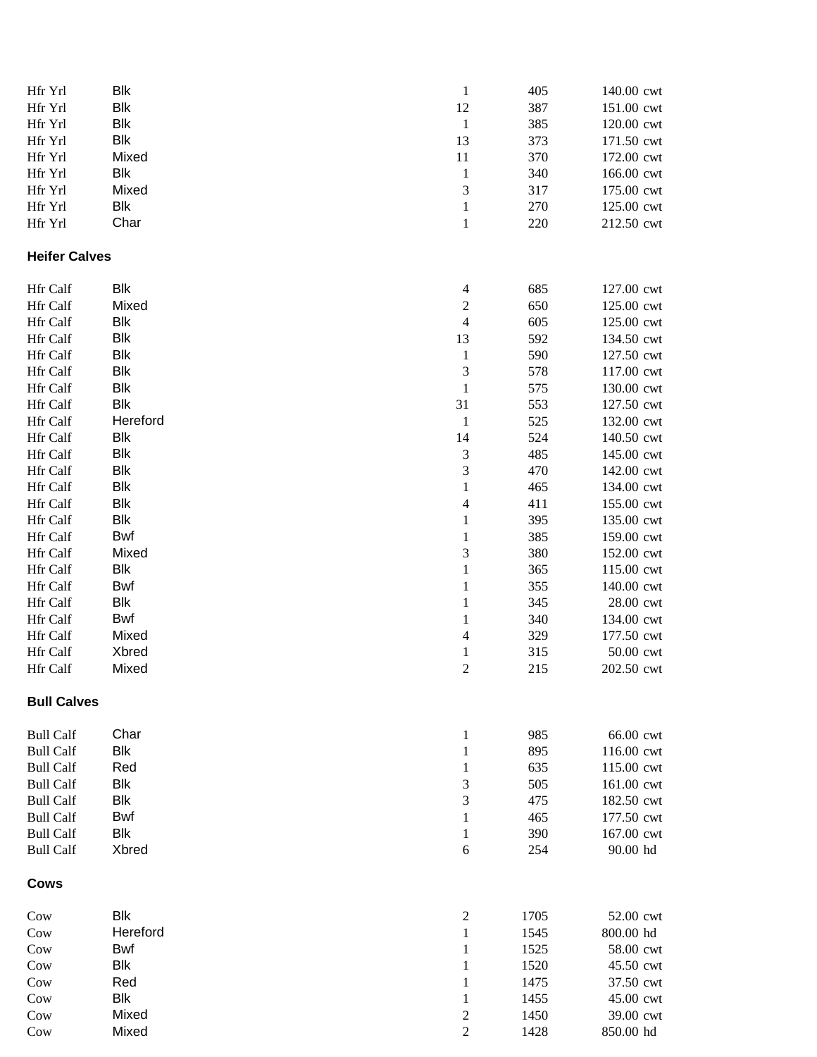| | | | | | |
|---|---|---|---|---|---|
| Hfr Yrl | Blk | 1 | 405 | 140.00 | cwt |
| Hfr Yrl | Blk | 12 | 387 | 151.00 | cwt |
| Hfr Yrl | Blk | 1 | 385 | 120.00 | cwt |
| Hfr Yrl | Blk | 13 | 373 | 171.50 | cwt |
| Hfr Yrl | Mixed | 11 | 370 | 172.00 | cwt |
| Hfr Yrl | Blk | 1 | 340 | 166.00 | cwt |
| Hfr Yrl | Mixed | 3 | 317 | 175.00 | cwt |
| Hfr Yrl | Blk | 1 | 270 | 125.00 | cwt |
| Hfr Yrl | Char | 1 | 220 | 212.50 | cwt |

**Heifer Calves**

| | | | | | |
|---|---|---|---|---|---|
| Hfr Calf | Blk | 4 | 685 | 127.00 | cwt |
| Hfr Calf | Mixed | 2 | 650 | 125.00 | cwt |
| Hfr Calf | Blk | 4 | 605 | 125.00 | cwt |
| Hfr Calf | Blk | 13 | 592 | 134.50 | cwt |
| Hfr Calf | Blk | 1 | 590 | 127.50 | cwt |
| Hfr Calf | Blk | 3 | 578 | 117.00 | cwt |
| Hfr Calf | Blk | 1 | 575 | 130.00 | cwt |
| Hfr Calf | Blk | 31 | 553 | 127.50 | cwt |
| Hfr Calf | Hereford | 1 | 525 | 132.00 | cwt |
| Hfr Calf | Blk | 14 | 524 | 140.50 | cwt |
| Hfr Calf | Blk | 3 | 485 | 145.00 | cwt |
| Hfr Calf | Blk | 3 | 470 | 142.00 | cwt |
| Hfr Calf | Blk | 1 | 465 | 134.00 | cwt |
| Hfr Calf | Blk | 4 | 411 | 155.00 | cwt |
| Hfr Calf | Blk | 1 | 395 | 135.00 | cwt |
| Hfr Calf | Bwf | 1 | 385 | 159.00 | cwt |
| Hfr Calf | Mixed | 3 | 380 | 152.00 | cwt |
| Hfr Calf | Blk | 1 | 365 | 115.00 | cwt |
| Hfr Calf | Bwf | 1 | 355 | 140.00 | cwt |
| Hfr Calf | Blk | 1 | 345 | 28.00 | cwt |
| Hfr Calf | Bwf | 1 | 340 | 134.00 | cwt |
| Hfr Calf | Mixed | 4 | 329 | 177.50 | cwt |
| Hfr Calf | Xbred | 1 | 315 | 50.00 | cwt |
| Hfr Calf | Mixed | 2 | 215 | 202.50 | cwt |

**Bull Calves**

| | | | | | |
|---|---|---|---|---|---|
| Bull Calf | Char | 1 | 985 | 66.00 | cwt |
| Bull Calf | Blk | 1 | 895 | 116.00 | cwt |
| Bull Calf | Red | 1 | 635 | 115.00 | cwt |
| Bull Calf | Blk | 3 | 505 | 161.00 | cwt |
| Bull Calf | Blk | 3 | 475 | 182.50 | cwt |
| Bull Calf | Bwf | 1 | 465 | 177.50 | cwt |
| Bull Calf | Blk | 1 | 390 | 167.00 | cwt |
| Bull Calf | Xbred | 6 | 254 | 90.00 | hd |

**Cows**

| | | | | | |
|---|---|---|---|---|---|
| Cow | Blk | 2 | 1705 | 52.00 | cwt |
| Cow | Hereford | 1 | 1545 | 800.00 | hd |
| Cow | Bwf | 1 | 1525 | 58.00 | cwt |
| Cow | Blk | 1 | 1520 | 45.50 | cwt |
| Cow | Red | 1 | 1475 | 37.50 | cwt |
| Cow | Blk | 1 | 1455 | 45.00 | cwt |
| Cow | Mixed | 2 | 1450 | 39.00 | cwt |
| Cow | Mixed | 2 | 1428 | 850.00 | hd |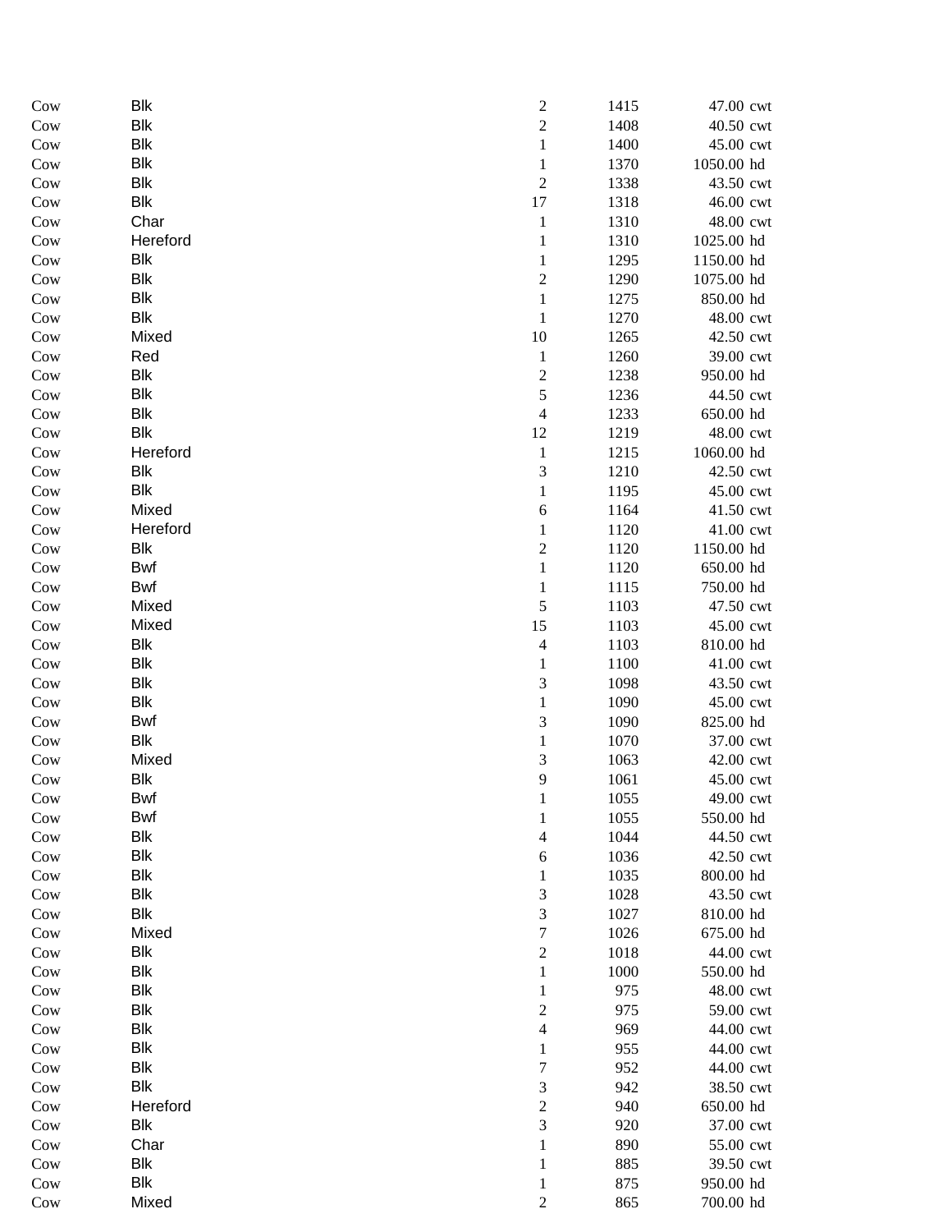| | | | | | |
|---|---|---|---|---|---|
| Cow | Blk | 2 | 1415 | 47.00 | cwt |
| Cow | Blk | 2 | 1408 | 40.50 | cwt |
| Cow | Blk | 1 | 1400 | 45.00 | cwt |
| Cow | Blk | 1 | 1370 | 1050.00 | hd |
| Cow | Blk | 2 | 1338 | 43.50 | cwt |
| Cow | Blk | 17 | 1318 | 46.00 | cwt |
| Cow | Char | 1 | 1310 | 48.00 | cwt |
| Cow | Hereford | 1 | 1310 | 1025.00 | hd |
| Cow | Blk | 1 | 1295 | 1150.00 | hd |
| Cow | Blk | 2 | 1290 | 1075.00 | hd |
| Cow | Blk | 1 | 1275 | 850.00 | hd |
| Cow | Blk | 1 | 1270 | 48.00 | cwt |
| Cow | Mixed | 10 | 1265 | 42.50 | cwt |
| Cow | Red | 1 | 1260 | 39.00 | cwt |
| Cow | Blk | 2 | 1238 | 950.00 | hd |
| Cow | Blk | 5 | 1236 | 44.50 | cwt |
| Cow | Blk | 4 | 1233 | 650.00 | hd |
| Cow | Blk | 12 | 1219 | 48.00 | cwt |
| Cow | Hereford | 1 | 1215 | 1060.00 | hd |
| Cow | Blk | 3 | 1210 | 42.50 | cwt |
| Cow | Blk | 1 | 1195 | 45.00 | cwt |
| Cow | Mixed | 6 | 1164 | 41.50 | cwt |
| Cow | Hereford | 1 | 1120 | 41.00 | cwt |
| Cow | Blk | 2 | 1120 | 1150.00 | hd |
| Cow | Bwf | 1 | 1120 | 650.00 | hd |
| Cow | Bwf | 1 | 1115 | 750.00 | hd |
| Cow | Mixed | 5 | 1103 | 47.50 | cwt |
| Cow | Mixed | 15 | 1103 | 45.00 | cwt |
| Cow | Blk | 4 | 1103 | 810.00 | hd |
| Cow | Blk | 1 | 1100 | 41.00 | cwt |
| Cow | Blk | 3 | 1098 | 43.50 | cwt |
| Cow | Blk | 1 | 1090 | 45.00 | cwt |
| Cow | Bwf | 3 | 1090 | 825.00 | hd |
| Cow | Blk | 1 | 1070 | 37.00 | cwt |
| Cow | Mixed | 3 | 1063 | 42.00 | cwt |
| Cow | Blk | 9 | 1061 | 45.00 | cwt |
| Cow | Bwf | 1 | 1055 | 49.00 | cwt |
| Cow | Bwf | 1 | 1055 | 550.00 | hd |
| Cow | Blk | 4 | 1044 | 44.50 | cwt |
| Cow | Blk | 6 | 1036 | 42.50 | cwt |
| Cow | Blk | 1 | 1035 | 800.00 | hd |
| Cow | Blk | 3 | 1028 | 43.50 | cwt |
| Cow | Blk | 3 | 1027 | 810.00 | hd |
| Cow | Mixed | 7 | 1026 | 675.00 | hd |
| Cow | Blk | 2 | 1018 | 44.00 | cwt |
| Cow | Blk | 1 | 1000 | 550.00 | hd |
| Cow | Blk | 1 | 975 | 48.00 | cwt |
| Cow | Blk | 2 | 975 | 59.00 | cwt |
| Cow | Blk | 4 | 969 | 44.00 | cwt |
| Cow | Blk | 1 | 955 | 44.00 | cwt |
| Cow | Blk | 7 | 952 | 44.00 | cwt |
| Cow | Blk | 3 | 942 | 38.50 | cwt |
| Cow | Hereford | 2 | 940 | 650.00 | hd |
| Cow | Blk | 3 | 920 | 37.00 | cwt |
| Cow | Char | 1 | 890 | 55.00 | cwt |
| Cow | Blk | 1 | 885 | 39.50 | cwt |
| Cow | Blk | 1 | 875 | 950.00 | hd |
| Cow | Mixed | 2 | 865 | 700.00 | hd |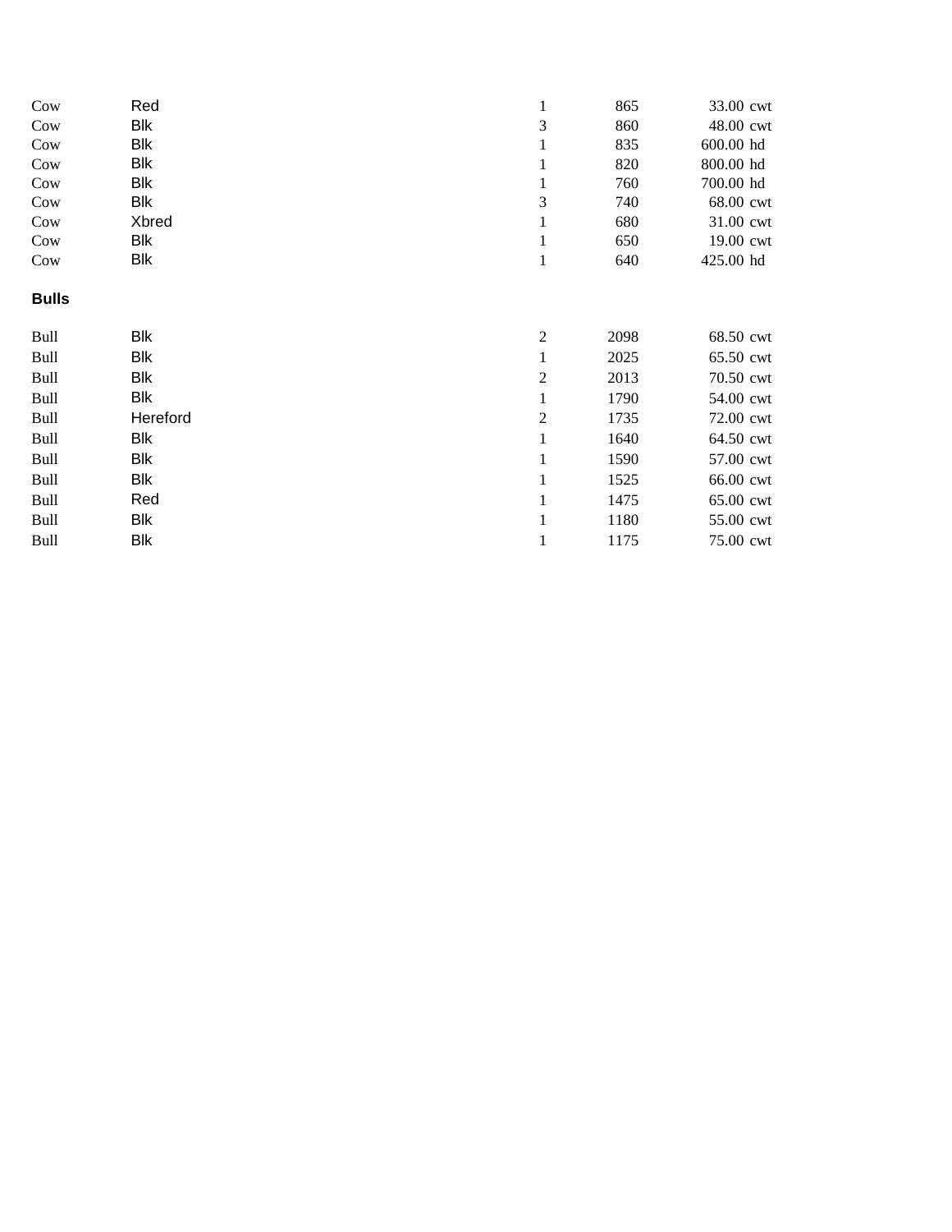| | | | | | |
|---|---|---|---|---|---|
| Cow | Red | 1 | 865 | 33.00 | cwt |
| Cow | Blk | 3 | 860 | 48.00 | cwt |
| Cow | Blk | 1 | 835 | 600.00 | hd |
| Cow | Blk | 1 | 820 | 800.00 | hd |
| Cow | Blk | 1 | 760 | 700.00 | hd |
| Cow | Blk | 3 | 740 | 68.00 | cwt |
| Cow | Xbred | 1 | 680 | 31.00 | cwt |
| Cow | Blk | 1 | 650 | 19.00 | cwt |
| Cow | Blk | 1 | 640 | 425.00 | hd |

**Bulls**

| | | | | | |
|---|---|---|---|---|---|
| Bull | Blk | 2 | 2098 | 68.50 | cwt |
| Bull | Blk | 1 | 2025 | 65.50 | cwt |
| Bull | Blk | 2 | 2013 | 70.50 | cwt |
| Bull | Blk | 1 | 1790 | 54.00 | cwt |
| Bull | Hereford | 2 | 1735 | 72.00 | cwt |
| Bull | Blk | 1 | 1640 | 64.50 | cwt |
| Bull | Blk | 1 | 1590 | 57.00 | cwt |
| Bull | Blk | 1 | 1525 | 66.00 | cwt |
| Bull | Red | 1 | 1475 | 65.00 | cwt |
| Bull | Blk | 1 | 1180 | 55.00 | cwt |
| Bull | Blk | 1 | 1175 | 75.00 | cwt |